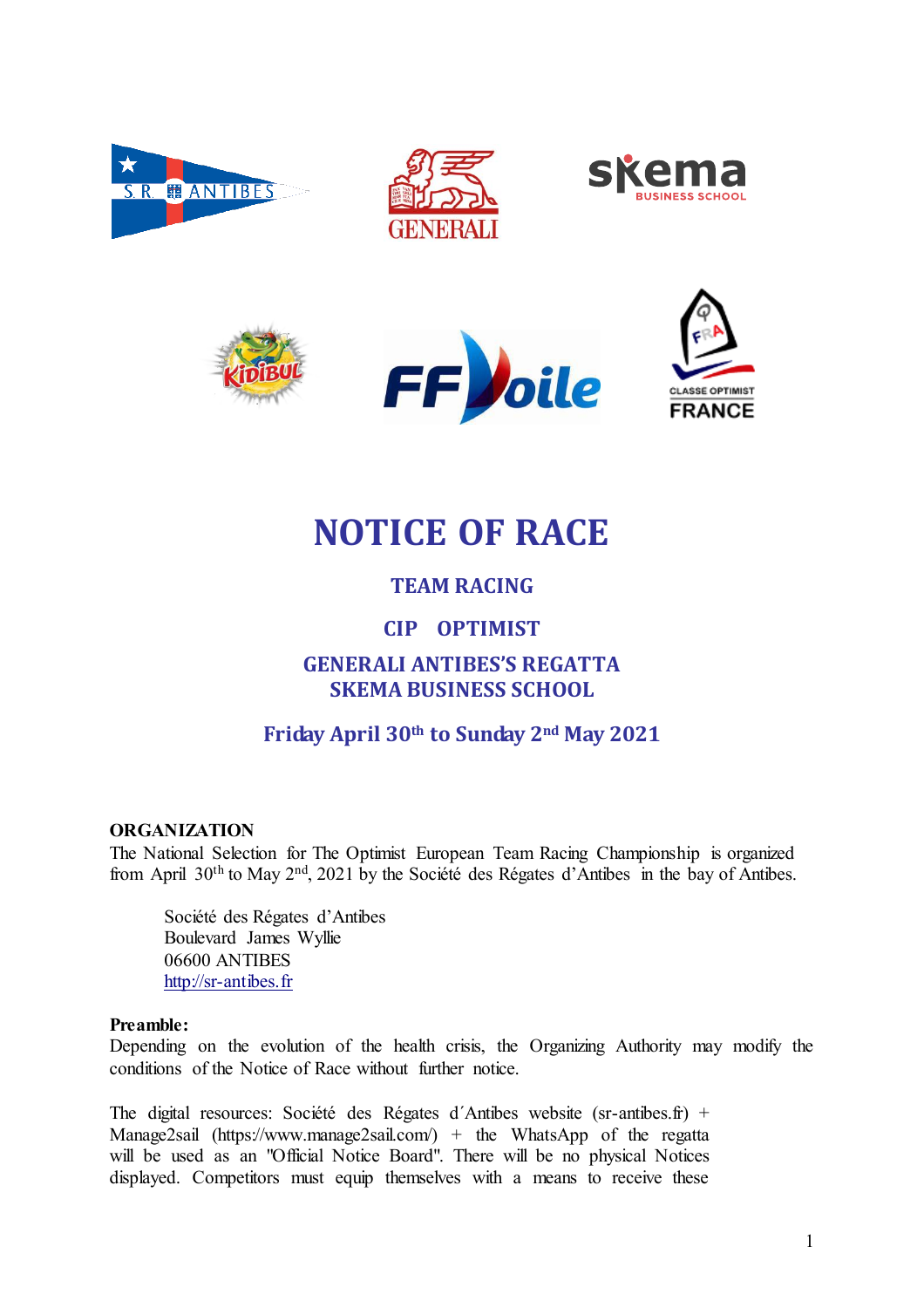# NOTICE OF RACE

## TEAM RACING

## CIP OPTIMIST

## GENERALI ANTIBES'S REGATTA
## SKEMA BUSINESS SCHOOL

### Friday April 30th to Sunday 2nd May 2021

**ORGANIZATION**

The National Selection for The Optimist European Team Racing Championship is organized from April 30th to May 2nd, 2021 by the Société des Régates d'Antibes in the bay of Antibes.

Société des Régates d'Antibes
Boulevard James Wyllie
06600 ANTIBES
http://sr-antibes.fr

**Preamble:**

Depending on the evolution of the health crisis, the Organizing Authority may modify the conditions of the Notice of Race without further notice.

The digital resources: Société des Régates d´Antibes website (sr-antibes.fr) + Manage2sail (https://www.manage2sail.com/) + the WhatsApp of the regatta will be used as an "Official Notice Board". There will be no physical Notices displayed. Competitors must equip themselves with a means to receive these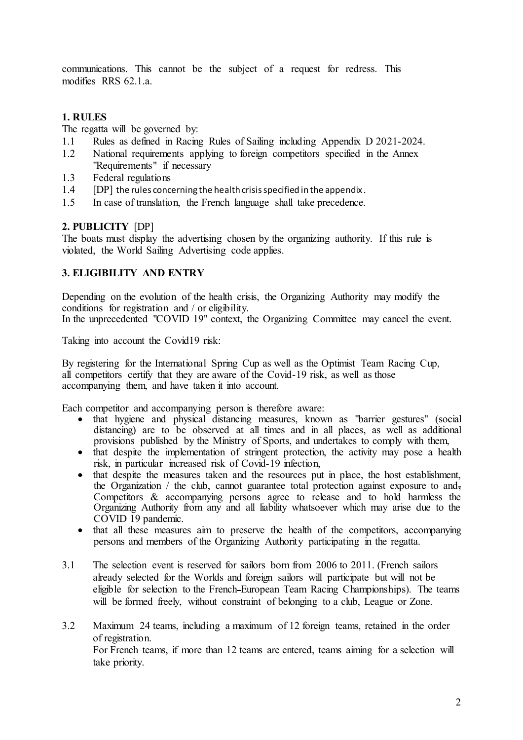communications. This cannot be the subject of a request for redress. This modifies RRS 62.1.a.

## 1. RULES

The regatta will be governed by:

1.1 Rules as defined in Racing Rules of Sailing including Appendix D 2021-2024.

1.2 National requirements applying to foreign competitors specified in the Annex "Requirements" if necessary

1.3 Federal regulations

1.4 [DP] the rules concerning the health crisis specified in the appendix.

1.5 In case of translation, the French language shall take precedence.

## 2. PUBLICITY [DP]

The boats must display the advertising chosen by the organizing authority. If this rule is violated, the World Sailing Advertising code applies.

## 3. ELIGIBILITY AND ENTRY

Depending on the evolution of the health crisis, the Organizing Authority may modify the conditions for registration and / or eligibility.
In the unprecedented "COVID 19" context, the Organizing Committee may cancel the event.

Taking into account the Covid19 risk:

By registering for the International Spring Cup as well as the Optimist Team Racing Cup, all competitors certify that they are aware of the Covid-19 risk, as well as those accompanying them, and have taken it into account.

Each competitor and accompanying person is therefore aware:

- that hygiene and physical distancing measures, known as "barrier gestures" (social distancing) are to be observed at all times and in all places, as well as additional provisions published by the Ministry of Sports, and undertakes to comply with them,
- that despite the implementation of stringent protection, the activity may pose a health risk, in particular increased risk of Covid-19 infection,
- that despite the measures taken and the resources put in place, the host establishment, the Organization / the club, cannot guarantee total protection against exposure to and, Competitors & accompanying persons agree to release and to hold harmless the Organizing Authority from any and all liability whatsoever which may arise due to the COVID 19 pandemic.
- that all these measures aim to preserve the health of the competitors, accompanying persons and members of the Organizing Authority participating in the regatta.

3.1 The selection event is reserved for sailors born from 2006 to 2011. (French sailors already selected for the Worlds and foreign sailors will participate but will not be eligible for selection to the French-European Team Racing Championships). The teams will be formed freely, without constraint of belonging to a club, League or Zone.

3.2 Maximum 24 teams, including a maximum of 12 foreign teams, retained in the order of registration.
For French teams, if more than 12 teams are entered, teams aiming for a selection will take priority.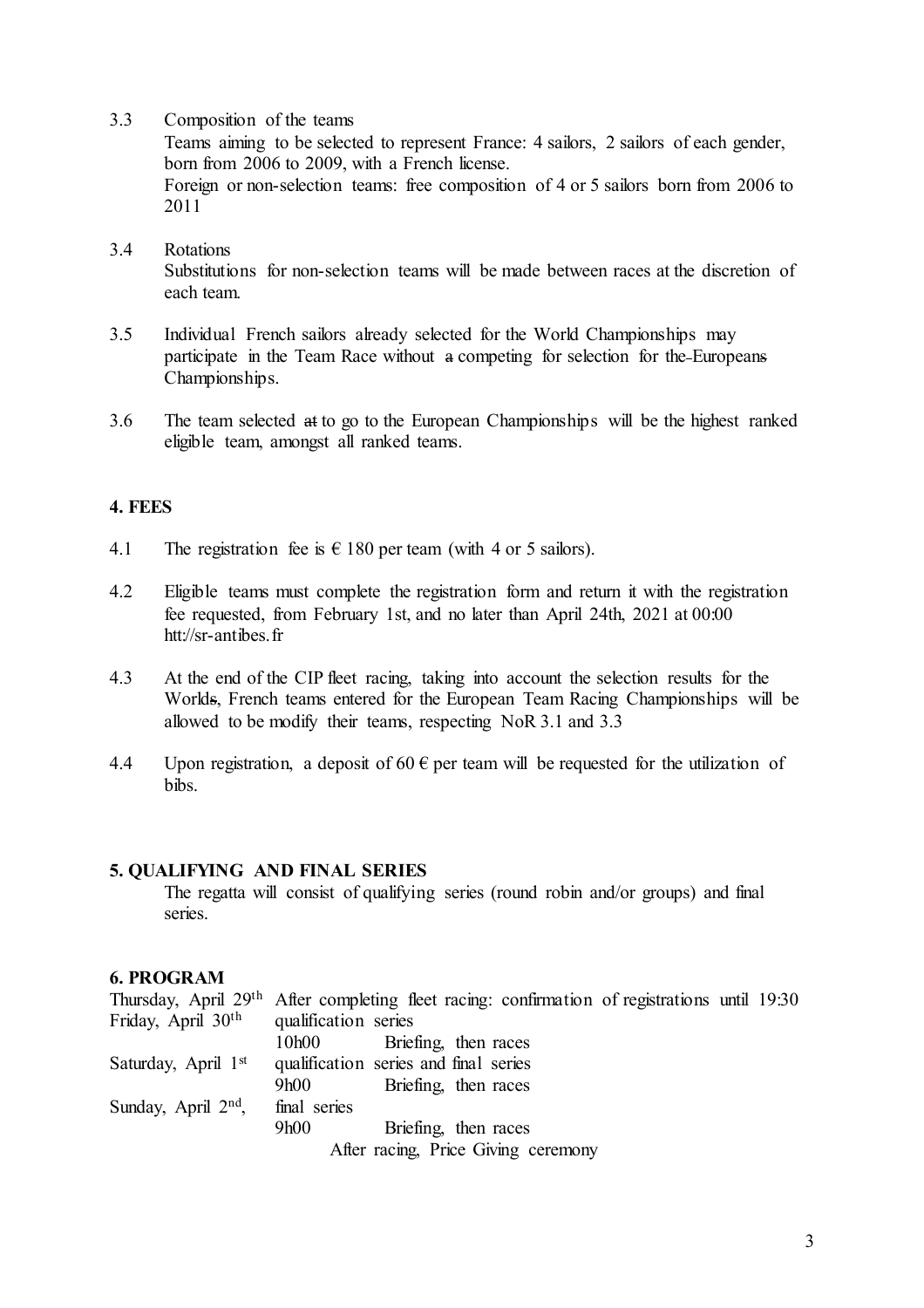3.3 Composition of the teams

Teams aiming to be selected to represent France: 4 sailors, 2 sailors of each gender, born from 2006 to 2009, with a French license.

Foreign or non-selection teams: free composition of 4 or 5 sailors born from 2006 to 2011

3.4 Rotations

Substitutions for non-selection teams will be made between races at the discretion of each team.

3.5 Individual French sailors already selected for the World Championships may participate in the Team Race without ~~a~~ competing for selection for the European~~s~~ Championships.

3.6 The team selected ~~at~~ to go to the European Championships will be the highest ranked eligible team, amongst all ranked teams.

## 4. FEES

4.1 The registration fee is € 180 per team (with 4 or 5 sailors).

4.2 Eligible teams must complete the registration form and return it with the registration fee requested, from February 1st, and no later than April 24th, 2021 at 00:00 htt://sr-antibes.fr

4.3 At the end of the CIP fleet racing, taking into account the selection results for the World~~s~~, French teams entered for the European Team Racing Championships will be allowed to be modify their teams, respecting NoR 3.1 and 3.3

4.4 Upon registration, a deposit of 60 € per team will be requested for the utilization of bibs.

## 5. QUALIFYING AND FINAL SERIES

The regatta will consist of qualifying series (round robin and/or groups) and final series.

## 6. PROGRAM

| | | |
|---|---|---|
| Thursday, April 29th | After completing fleet racing: confirmation of registrations until 19:30 | |
| Friday, April 30th | qualification series | |
| | 10h00 | Briefing, then races |
| Saturday, April 1st | qualification series and final series | |
| | 9h00 | Briefing, then races |
| Sunday, April 2nd, | final series | |
| | 9h00 | Briefing, then races |
| | | After racing, Price Giving ceremony |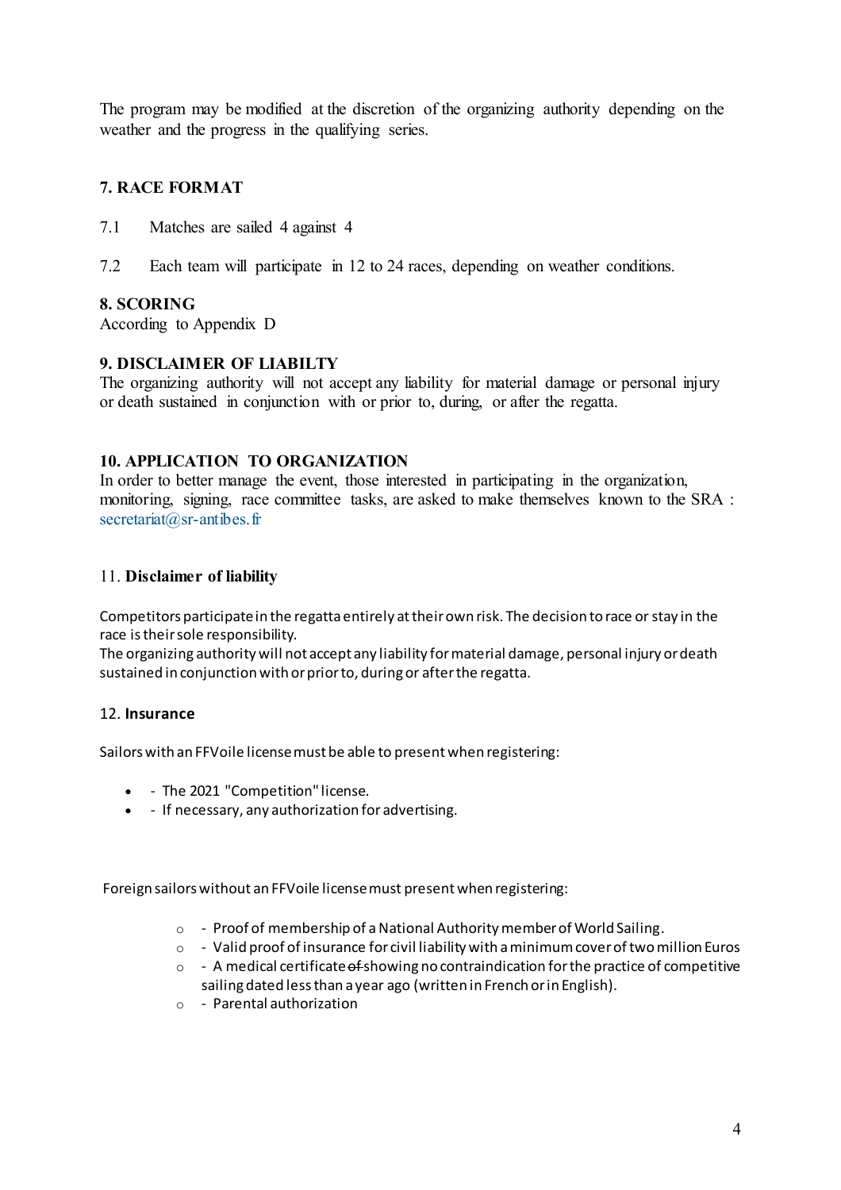The program may be modified at the discretion of the organizing authority depending on the weather and the progress in the qualifying series.

## 7. RACE FORMAT

7.1 Matches are sailed 4 against 4

7.2 Each team will participate in 12 to 24 races, depending on weather conditions.

## 8. SCORING

According to Appendix D

## 9. DISCLAIMER OF LIABILTY

The organizing authority will not accept any liability for material damage or personal injury or death sustained in conjunction with or prior to, during, or after the regatta.

## 10. APPLICATION TO ORGANIZATION

In order to better manage the event, those interested in participating in the organization, monitoring, signing, race committee tasks, are asked to make themselves known to the SRA : secretariat@sr-antibes.fr

## 11. **Disclaimer of liability**

Competitors participate in the regatta entirely at their own risk. The decision to race or stay in the race is their sole responsibility.
The organizing authority will not accept any liability for material damage, personal injury or death sustained in conjunction with or prior to, during or after the regatta.

## 12. **Insurance**

Sailors with an FFVoile license must be able to present when registering:

- - The 2021 "Competition" license.
- - If necessary, any authorization for advertising.

Foreign sailors without an FFVoile license must present when registering:

- - Proof of membership of a National Authority member of World Sailing.
- - Valid proof of insurance for civil liability with a minimum cover of two million Euros
- - A medical certificate ~~of~~ showing no contraindication for the practice of competitive sailing dated less than a year ago (written in French or in English).
- - Parental authorization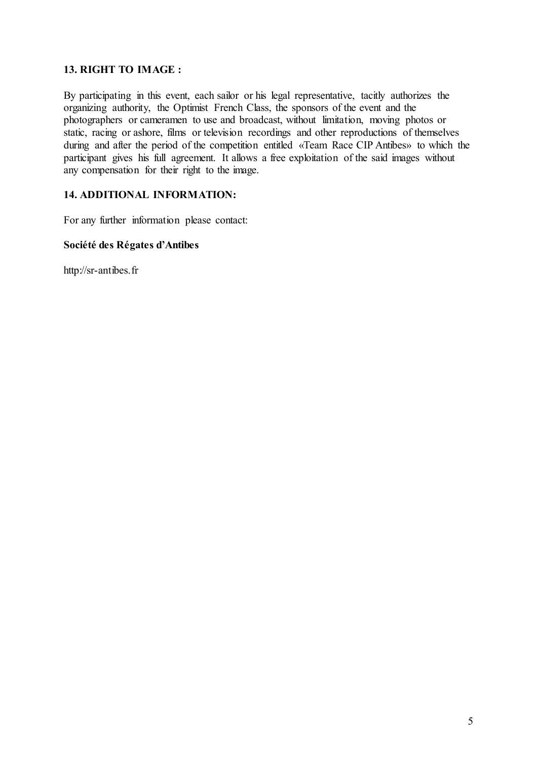**13. RIGHT TO IMAGE :**

By participating in this event, each sailor or his legal representative, tacitly authorizes the organizing authority, the Optimist French Class, the sponsors of the event and the photographers or cameramen to use and broadcast, without limitation, moving photos or static, racing or ashore, films or television recordings and other reproductions of themselves during and after the period of the competition entitled «Team Race CIP Antibes» to which the participant gives his full agreement. It allows a free exploitation of the said images without any compensation for their right to the image.

**14. ADDITIONAL INFORMATION:**

For any further information please contact:

**Société des Régates d'Antibes**

http://sr-antibes.fr